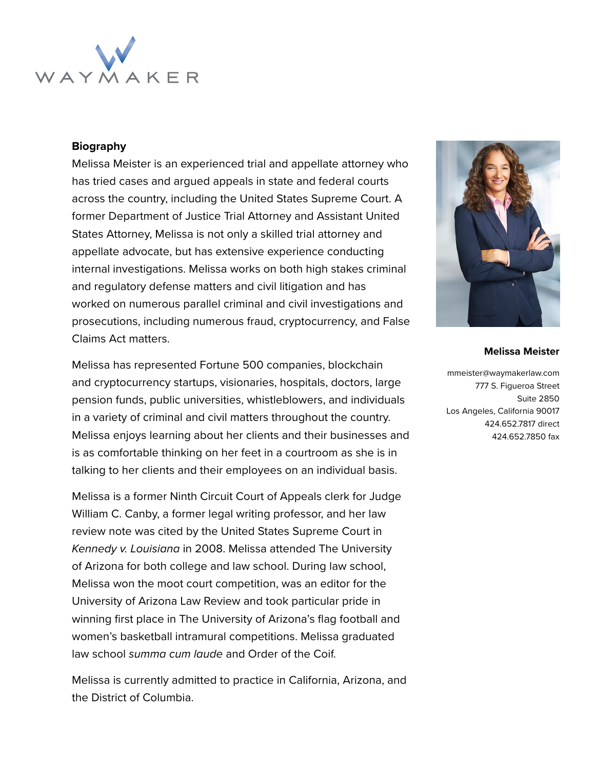WAYMAKER

**Biography**

Melissa Meister is an experienced trial and appellate attorney who has tried cases and argued appeals in state and federal courts across the country, including the United States Supreme Court. A former Department of Justice Trial Attorney and Assistant United States Attorney, Melissa is not only a skilled trial attorney and appellate advocate, but has extensive experience conducting internal investigations. Melissa works on both high stakes criminal and regulatory defense matters and civil litigation and has worked on numerous parallel criminal and civil investigations and prosecutions, including numerous fraud, cryptocurrency, and False Claims Act matters.

Melissa has represented Fortune 500 companies, blockchain and cryptocurrency startups, visionaries, hospitals, doctors, large pension funds, public universities, whistleblowers, and individuals in a variety of criminal and civil matters throughout the country. Melissa enjoys learning about her clients and their businesses and is as comfortable thinking on her feet in a courtroom as she is in talking to her clients and their employees on an individual basis.

Melissa is a former Ninth Circuit Court of Appeals clerk for Judge William C. Canby, a former legal writing professor, and her law review note was cited by the United States Supreme Court in *Kennedy v. Louisiana* in 2008. Melissa attended The University of Arizona for both college and law school. During law school, Melissa won the moot court competition, was an editor for the University of Arizona Law Review and took particular pride in winning first place in The University of Arizona's flag football and women's basketball intramural competitions. Melissa graduated law school *summa cum laude* and Order of the Coif.

Melissa is currently admitted to practice in California, Arizona, and the District of Columbia.

**Melissa Meister**

mmeister@waymakerlaw.com
777 S. Figueroa Street
Suite 2850
Los Angeles, California 90017
424.652.7817 direct
424.652.7850 fax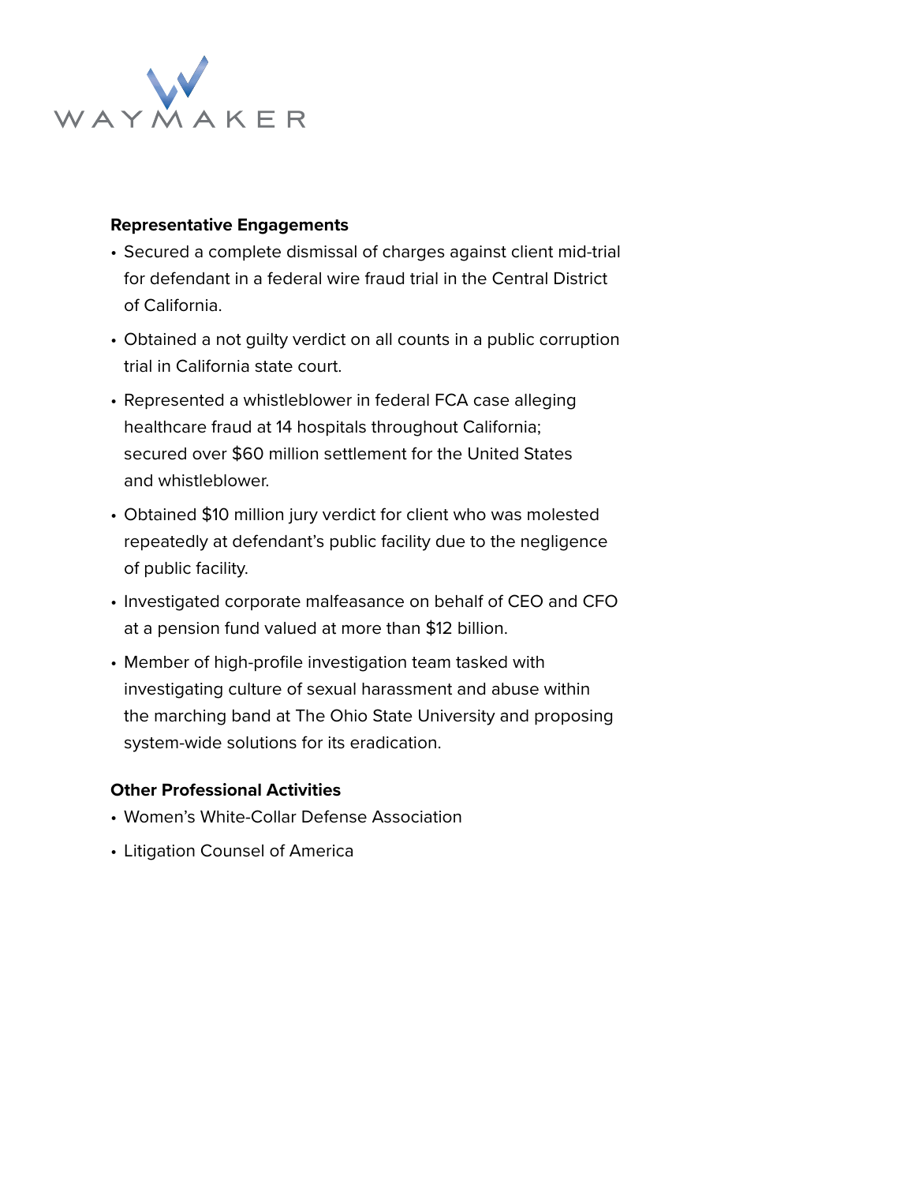WAYMAKER

**Representative Engagements**

- Secured a complete dismissal of charges against client mid-trial for defendant in a federal wire fraud trial in the Central District of California.
- Obtained a not guilty verdict on all counts in a public corruption trial in California state court.
- Represented a whistleblower in federal FCA case alleging healthcare fraud at 14 hospitals throughout California; secured over $60 million settlement for the United States and whistleblower.
- Obtained $10 million jury verdict for client who was molested repeatedly at defendant's public facility due to the negligence of public facility.
- Investigated corporate malfeasance on behalf of CEO and CFO at a pension fund valued at more than $12 billion.
- Member of high-profile investigation team tasked with investigating culture of sexual harassment and abuse within the marching band at The Ohio State University and proposing system-wide solutions for its eradication.

**Other Professional Activities**

- Women's White-Collar Defense Association
- Litigation Counsel of America